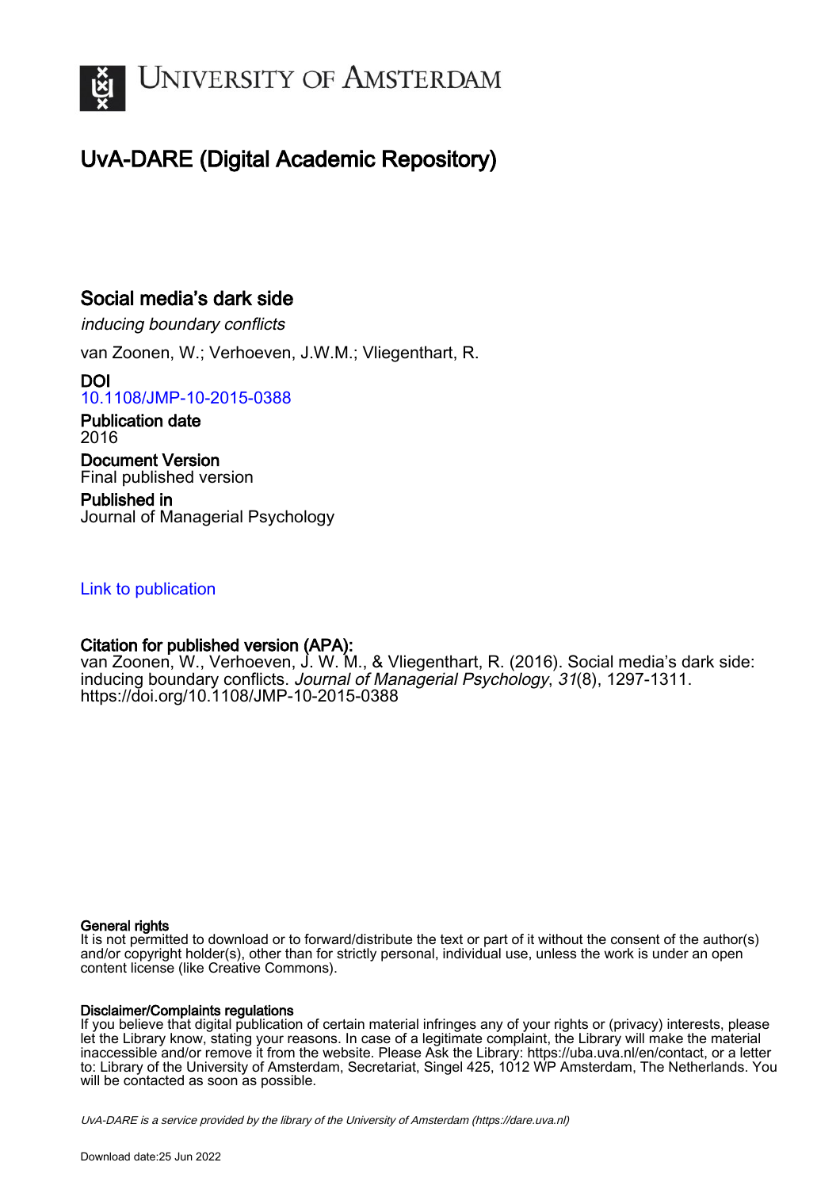# UvA-DARE (Digital Academic Repository)

## Social media's dark side

*inducing boundary conflicts*

van Zoonen, W.; Verhoeven, J.W.M.; Vliegenthart, R.

**DOI**
10.1108/JMP-10-2015-0388

**Publication date**
2016

**Document Version**
Final published version

**Published in**
Journal of Managerial Psychology

Link to publication

**Citation for published version (APA):**
van Zoonen, W., Verhoeven, J. W. M., & Vliegenthart, R. (2016). Social media's dark side: inducing boundary conflicts. *Journal of Managerial Psychology*, *31*(8), 1297-1311. https://doi.org/10.1108/JMP-10-2015-0388

**General rights**
It is not permitted to download or to forward/distribute the text or part of it without the consent of the author(s) and/or copyright holder(s), other than for strictly personal, individual use, unless the work is under an open content license (like Creative Commons).

**Disclaimer/Complaints regulations**
If you believe that digital publication of certain material infringes any of your rights or (privacy) interests, please let the Library know, stating your reasons. In case of a legitimate complaint, the Library will make the material inaccessible and/or remove it from the website. Please Ask the Library: https://uba.uva.nl/en/contact, or a letter to: Library of the University of Amsterdam, Secretariat, Singel 425, 1012 WP Amsterdam, The Netherlands. You will be contacted as soon as possible.

*UvA-DARE is a service provided by the library of the University of Amsterdam (https://dare.uva.nl)*

Download date:25 Jun 2022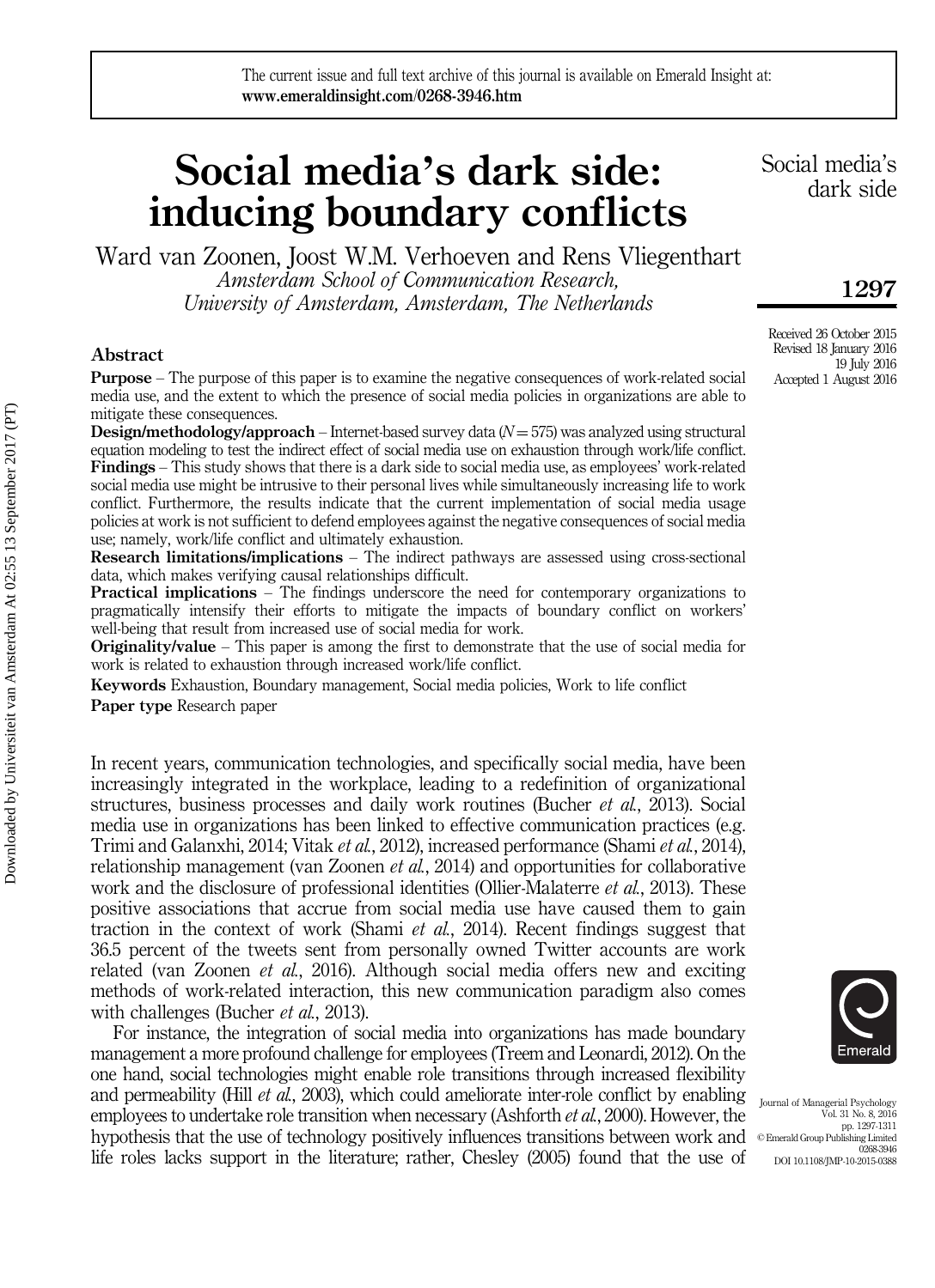# Social media's dark side: inducing boundary conflicts

Ward van Zoonen, Joost W.M. Verhoeven and Rens Vliegenthart
*Amsterdam School of Communication Research, University of Amsterdam, Amsterdam, The Netherlands*

Received 26 October 2015
Revised 18 January 2016
19 July 2016
Accepted 1 August 2016

## Abstract

**Purpose** – The purpose of this paper is to examine the negative consequences of work-related social media use, and the extent to which the presence of social media policies in organizations are able to mitigate these consequences.

**Design/methodology/approach** – Internet-based survey data ($N = 575$) was analyzed using structural equation modeling to test the indirect effect of social media use on exhaustion through work/life conflict.

**Findings** – This study shows that there is a dark side to social media use, as employees' work-related social media use might be intrusive to their personal lives while simultaneously increasing life to work conflict. Furthermore, the results indicate that the current implementation of social media usage policies at work is not sufficient to defend employees against the negative consequences of social media use; namely, work/life conflict and ultimately exhaustion.

**Research limitations/implications** – The indirect pathways are assessed using cross-sectional data, which makes verifying causal relationships difficult.

**Practical implications** – The findings underscore the need for contemporary organizations to pragmatically intensify their efforts to mitigate the impacts of boundary conflict on workers' well-being that result from increased use of social media for work.

**Originality/value** – This paper is among the first to demonstrate that the use of social media for work is related to exhaustion through increased work/life conflict.

**Keywords** Exhaustion, Boundary management, Social media policies, Work to life conflict

**Paper type** Research paper

In recent years, communication technologies, and specifically social media, have been increasingly integrated in the workplace, leading to a redefinition of organizational structures, business processes and daily work routines (Bucher *et al.*, 2013). Social media use in organizations has been linked to effective communication practices (e.g. Trimi and Galanxhi, 2014; Vitak *et al.*, 2012), increased performance (Shami *et al.*, 2014), relationship management (van Zoonen *et al.*, 2014) and opportunities for collaborative work and the disclosure of professional identities (Ollier-Malaterre *et al.*, 2013). These positive associations that accrue from social media use have caused them to gain traction in the context of work (Shami *et al.*, 2014). Recent findings suggest that 36.5 percent of the tweets sent from personally owned Twitter accounts are work related (van Zoonen *et al.*, 2016). Although social media offers new and exciting methods of work-related interaction, this new communication paradigm also comes with challenges (Bucher *et al.*, 2013).

For instance, the integration of social media into organizations has made boundary management a more profound challenge for employees (Treem and Leonardi, 2012). On the one hand, social technologies might enable role transitions through increased flexibility and permeability (Hill *et al.*, 2003), which could ameliorate inter-role conflict by enabling employees to undertake role transition when necessary (Ashforth *et al.*, 2000). However, the hypothesis that the use of technology positively influences transitions between work and life roles lacks support in the literature; rather, Chesley (2005) found that the use of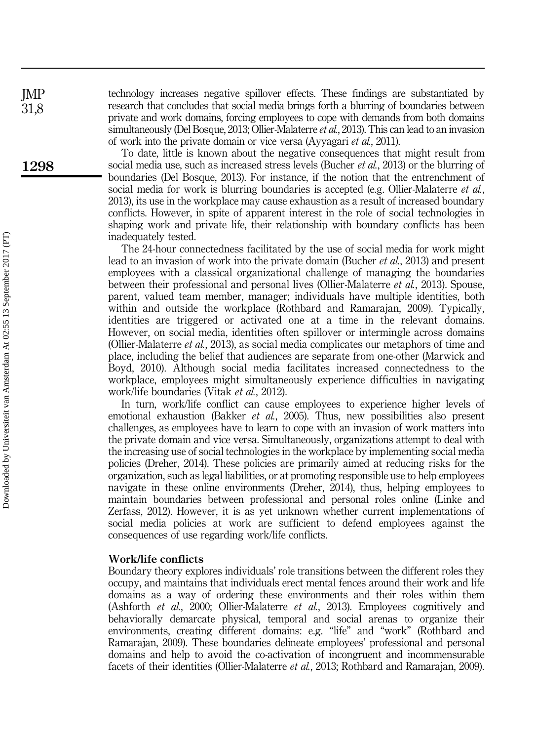technology increases negative spillover effects. These findings are substantiated by research that concludes that social media brings forth a blurring of boundaries between private and work domains, forcing employees to cope with demands from both domains simultaneously (Del Bosque, 2013; Ollier-Malaterre *et al.*, 2013). This can lead to an invasion of work into the private domain or vice versa (Ayyagari *et al.*, 2011).

To date, little is known about the negative consequences that might result from social media use, such as increased stress levels (Bucher *et al.*, 2013) or the blurring of boundaries (Del Bosque, 2013). For instance, if the notion that the entrenchment of social media for work is blurring boundaries is accepted (e.g. Ollier-Malaterre *et al.*, 2013), its use in the workplace may cause exhaustion as a result of increased boundary conflicts. However, in spite of apparent interest in the role of social technologies in shaping work and private life, their relationship with boundary conflicts has been inadequately tested.

The 24-hour connectedness facilitated by the use of social media for work might lead to an invasion of work into the private domain (Bucher *et al.*, 2013) and present employees with a classical organizational challenge of managing the boundaries between their professional and personal lives (Ollier-Malaterre *et al.*, 2013). Spouse, parent, valued team member, manager; individuals have multiple identities, both within and outside the workplace (Rothbard and Ramarajan, 2009). Typically, identities are triggered or activated one at a time in the relevant domains. However, on social media, identities often spillover or intermingle across domains (Ollier-Malaterre *et al.*, 2013), as social media complicates our metaphors of time and place, including the belief that audiences are separate from one-other (Marwick and Boyd, 2010). Although social media facilitates increased connectedness to the workplace, employees might simultaneously experience difficulties in navigating work/life boundaries (Vitak *et al.*, 2012).

In turn, work/life conflict can cause employees to experience higher levels of emotional exhaustion (Bakker *et al.*, 2005). Thus, new possibilities also present challenges, as employees have to learn to cope with an invasion of work matters into the private domain and vice versa. Simultaneously, organizations attempt to deal with the increasing use of social technologies in the workplace by implementing social media policies (Dreher, 2014). These policies are primarily aimed at reducing risks for the organization, such as legal liabilities, or at promoting responsible use to help employees navigate in these online environments (Dreher, 2014), thus, helping employees to maintain boundaries between professional and personal roles online (Linke and Zerfass, 2012). However, it is as yet unknown whether current implementations of social media policies at work are sufficient to defend employees against the consequences of use regarding work/life conflicts.

### Work/life conflicts

Boundary theory explores individuals' role transitions between the different roles they occupy, and maintains that individuals erect mental fences around their work and life domains as a way of ordering these environments and their roles within them (Ashforth *et al.*, 2000; Ollier-Malaterre *et al.*, 2013). Employees cognitively and behaviorally demarcate physical, temporal and social arenas to organize their environments, creating different domains: e.g. "life" and "work" (Rothbard and Ramarajan, 2009). These boundaries delineate employees' professional and personal domains and help to avoid the co-activation of incongruent and incommensurable facets of their identities (Ollier-Malaterre *et al.*, 2013; Rothbard and Ramarajan, 2009).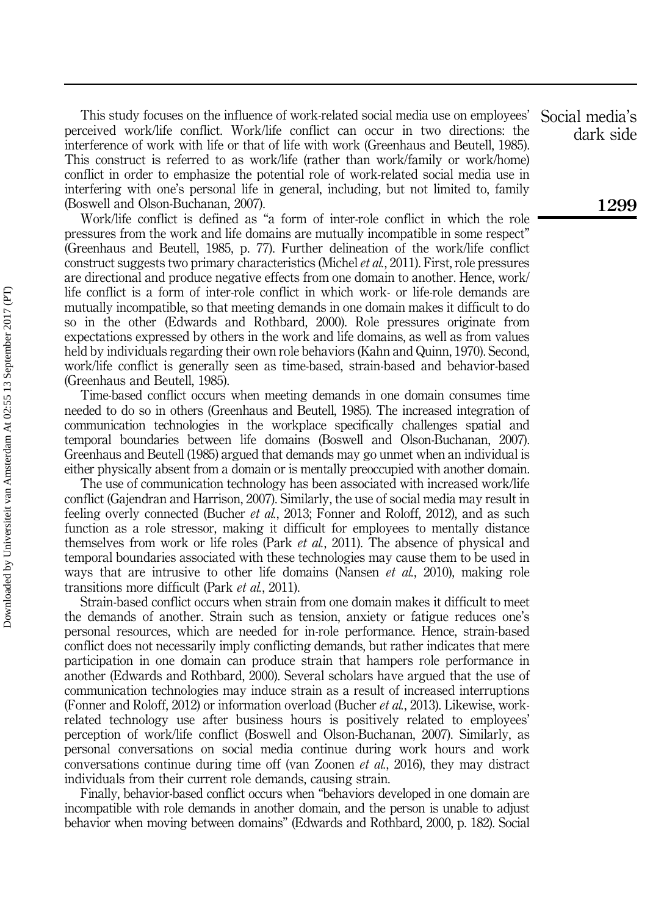This study focuses on the influence of work-related social media use on employees' perceived work/life conflict. Work/life conflict can occur in two directions: the interference of work with life or that of life with work (Greenhaus and Beutell, 1985). This construct is referred to as work/life (rather than work/family or work/home) conflict in order to emphasize the potential role of work-related social media use in interfering with one's personal life in general, including, but not limited to, family (Boswell and Olson-Buchanan, 2007).

Work/life conflict is defined as "a form of inter-role conflict in which the role pressures from the work and life domains are mutually incompatible in some respect" (Greenhaus and Beutell, 1985, p. 77). Further delineation of the work/life conflict construct suggests two primary characteristics (Michel *et al.*, 2011). First, role pressures are directional and produce negative effects from one domain to another. Hence, work/life conflict is a form of inter-role conflict in which work- or life-role demands are mutually incompatible, so that meeting demands in one domain makes it difficult to do so in the other (Edwards and Rothbard, 2000). Role pressures originate from expectations expressed by others in the work and life domains, as well as from values held by individuals regarding their own role behaviors (Kahn and Quinn, 1970). Second, work/life conflict is generally seen as time-based, strain-based and behavior-based (Greenhaus and Beutell, 1985).

Time-based conflict occurs when meeting demands in one domain consumes time needed to do so in others (Greenhaus and Beutell, 1985). The increased integration of communication technologies in the workplace specifically challenges spatial and temporal boundaries between life domains (Boswell and Olson-Buchanan, 2007). Greenhaus and Beutell (1985) argued that demands may go unmet when an individual is either physically absent from a domain or is mentally preoccupied with another domain.

The use of communication technology has been associated with increased work/life conflict (Gajendran and Harrison, 2007). Similarly, the use of social media may result in feeling overly connected (Bucher *et al.*, 2013; Fonner and Roloff, 2012), and as such function as a role stressor, making it difficult for employees to mentally distance themselves from work or life roles (Park *et al.*, 2011). The absence of physical and temporal boundaries associated with these technologies may cause them to be used in ways that are intrusive to other life domains (Nansen *et al.*, 2010), making role transitions more difficult (Park *et al.*, 2011).

Strain-based conflict occurs when strain from one domain makes it difficult to meet the demands of another. Strain such as tension, anxiety or fatigue reduces one's personal resources, which are needed for in-role performance. Hence, strain-based conflict does not necessarily imply conflicting demands, but rather indicates that mere participation in one domain can produce strain that hampers role performance in another (Edwards and Rothbard, 2000). Several scholars have argued that the use of communication technologies may induce strain as a result of increased interruptions (Fonner and Roloff, 2012) or information overload (Bucher *et al.*, 2013). Likewise, work-related technology use after business hours is positively related to employees' perception of work/life conflict (Boswell and Olson-Buchanan, 2007). Similarly, as personal conversations on social media continue during work hours and work conversations continue during time off (van Zoonen *et al.*, 2016), they may distract individuals from their current role demands, causing strain.

Finally, behavior-based conflict occurs when "behaviors developed in one domain are incompatible with role demands in another domain, and the person is unable to adjust behavior when moving between domains" (Edwards and Rothbard, 2000, p. 182). Social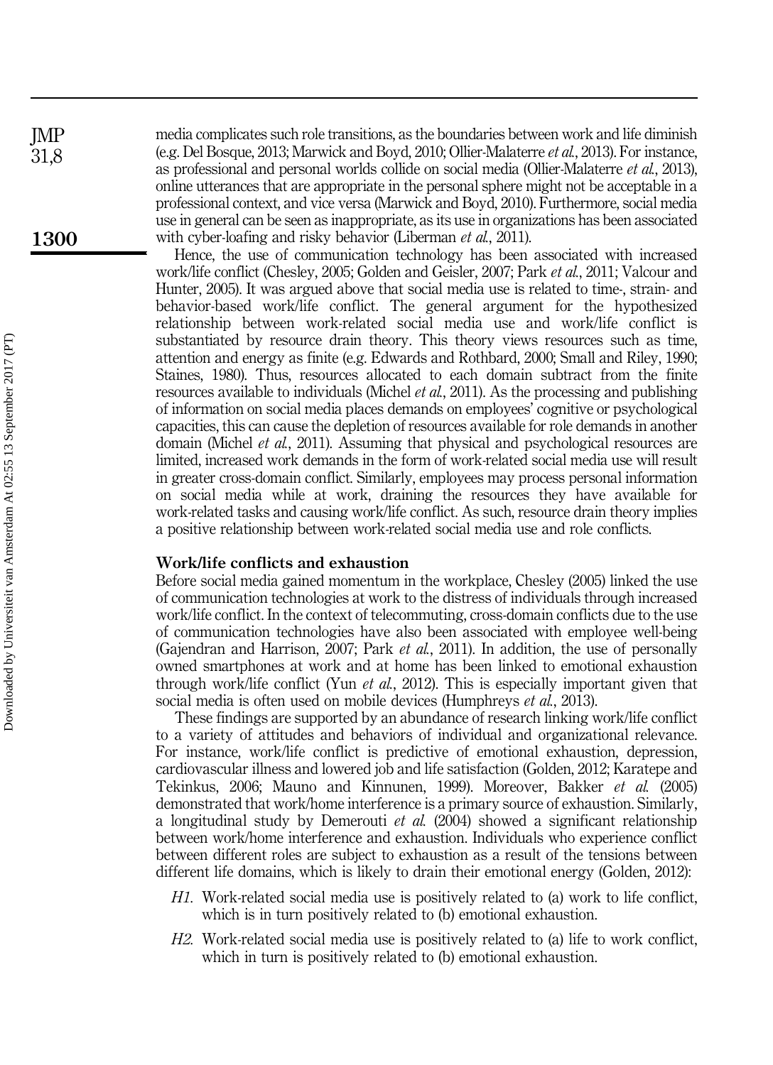media complicates such role transitions, as the boundaries between work and life diminish (e.g. Del Bosque, 2013; Marwick and Boyd, 2010; Ollier-Malaterre *et al.*, 2013). For instance, as professional and personal worlds collide on social media (Ollier-Malaterre *et al.*, 2013), online utterances that are appropriate in the personal sphere might not be acceptable in a professional context, and vice versa (Marwick and Boyd, 2010). Furthermore, social media use in general can be seen as inappropriate, as its use in organizations has been associated with cyber-loafing and risky behavior (Liberman *et al.*, 2011).

Hence, the use of communication technology has been associated with increased work/life conflict (Chesley, 2005; Golden and Geisler, 2007; Park *et al.*, 2011; Valcour and Hunter, 2005). It was argued above that social media use is related to time-, strain- and behavior-based work/life conflict. The general argument for the hypothesized relationship between work-related social media use and work/life conflict is substantiated by resource drain theory. This theory views resources such as time, attention and energy as finite (e.g. Edwards and Rothbard, 2000; Small and Riley, 1990; Staines, 1980). Thus, resources allocated to each domain subtract from the finite resources available to individuals (Michel *et al.*, 2011). As the processing and publishing of information on social media places demands on employees' cognitive or psychological capacities, this can cause the depletion of resources available for role demands in another domain (Michel *et al.*, 2011). Assuming that physical and psychological resources are limited, increased work demands in the form of work-related social media use will result in greater cross-domain conflict. Similarly, employees may process personal information on social media while at work, draining the resources they have available for work-related tasks and causing work/life conflict. As such, resource drain theory implies a positive relationship between work-related social media use and role conflicts.

## Work/life conflicts and exhaustion

Before social media gained momentum in the workplace, Chesley (2005) linked the use of communication technologies at work to the distress of individuals through increased work/life conflict. In the context of telecommuting, cross-domain conflicts due to the use of communication technologies have also been associated with employee well-being (Gajendran and Harrison, 2007; Park *et al.*, 2011). In addition, the use of personally owned smartphones at work and at home has been linked to emotional exhaustion through work/life conflict (Yun *et al.*, 2012). This is especially important given that social media is often used on mobile devices (Humphreys *et al.*, 2013).

These findings are supported by an abundance of research linking work/life conflict to a variety of attitudes and behaviors of individual and organizational relevance. For instance, work/life conflict is predictive of emotional exhaustion, depression, cardiovascular illness and lowered job and life satisfaction (Golden, 2012; Karatepe and Tekinkus, 2006; Mauno and Kinnunen, 1999). Moreover, Bakker *et al.* (2005) demonstrated that work/home interference is a primary source of exhaustion. Similarly, a longitudinal study by Demerouti *et al.* (2004) showed a significant relationship between work/home interference and exhaustion. Individuals who experience conflict between different roles are subject to exhaustion as a result of the tensions between different life domains, which is likely to drain their emotional energy (Golden, 2012):

- *H1.* Work-related social media use is positively related to (a) work to life conflict, which is in turn positively related to (b) emotional exhaustion.

- *H2.* Work-related social media use is positively related to (a) life to work conflict, which in turn is positively related to (b) emotional exhaustion.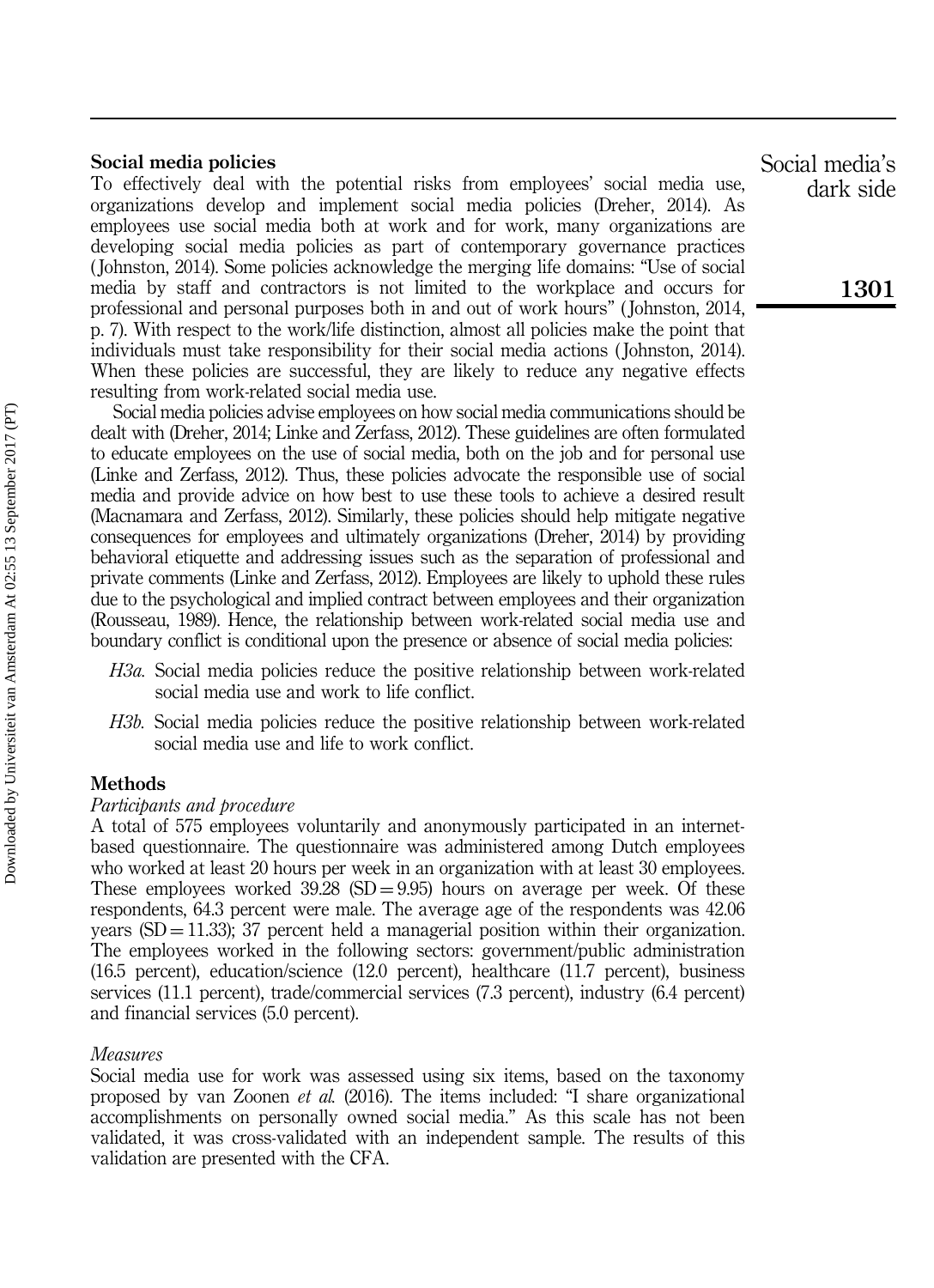### Social media policies

To effectively deal with the potential risks from employees' social media use, organizations develop and implement social media policies (Dreher, 2014). As employees use social media both at work and for work, many organizations are developing social media policies as part of contemporary governance practices (Johnston, 2014). Some policies acknowledge the merging life domains: "Use of social media by staff and contractors is not limited to the workplace and occurs for professional and personal purposes both in and out of work hours" (Johnston, 2014, p. 7). With respect to the work/life distinction, almost all policies make the point that individuals must take responsibility for their social media actions (Johnston, 2014). When these policies are successful, they are likely to reduce any negative effects resulting from work-related social media use.

Social media policies advise employees on how social media communications should be dealt with (Dreher, 2014; Linke and Zerfass, 2012). These guidelines are often formulated to educate employees on the use of social media, both on the job and for personal use (Linke and Zerfass, 2012). Thus, these policies advocate the responsible use of social media and provide advice on how best to use these tools to achieve a desired result (Macnamara and Zerfass, 2012). Similarly, these policies should help mitigate negative consequences for employees and ultimately organizations (Dreher, 2014) by providing behavioral etiquette and addressing issues such as the separation of professional and private comments (Linke and Zerfass, 2012). Employees are likely to uphold these rules due to the psychological and implied contract between employees and their organization (Rousseau, 1989). Hence, the relationship between work-related social media use and boundary conflict is conditional upon the presence or absence of social media policies:

*H3a.* Social media policies reduce the positive relationship between work-related social media use and work to life conflict.

*H3b.* Social media policies reduce the positive relationship between work-related social media use and life to work conflict.

## Methods

### *Participants and procedure*

A total of 575 employees voluntarily and anonymously participated in an internet-based questionnaire. The questionnaire was administered among Dutch employees who worked at least 20 hours per week in an organization with at least 30 employees. These employees worked 39.28 (SD = 9.95) hours on average per week. Of these respondents, 64.3 percent were male. The average age of the respondents was 42.06 years (SD = 11.33); 37 percent held a managerial position within their organization. The employees worked in the following sectors: government/public administration (16.5 percent), education/science (12.0 percent), healthcare (11.7 percent), business services (11.1 percent), trade/commercial services (7.3 percent), industry (6.4 percent) and financial services (5.0 percent).

### *Measures*

Social media use for work was assessed using six items, based on the taxonomy proposed by van Zoonen *et al.* (2016). The items included: "I share organizational accomplishments on personally owned social media." As this scale has not been validated, it was cross-validated with an independent sample. The results of this validation are presented with the CFA.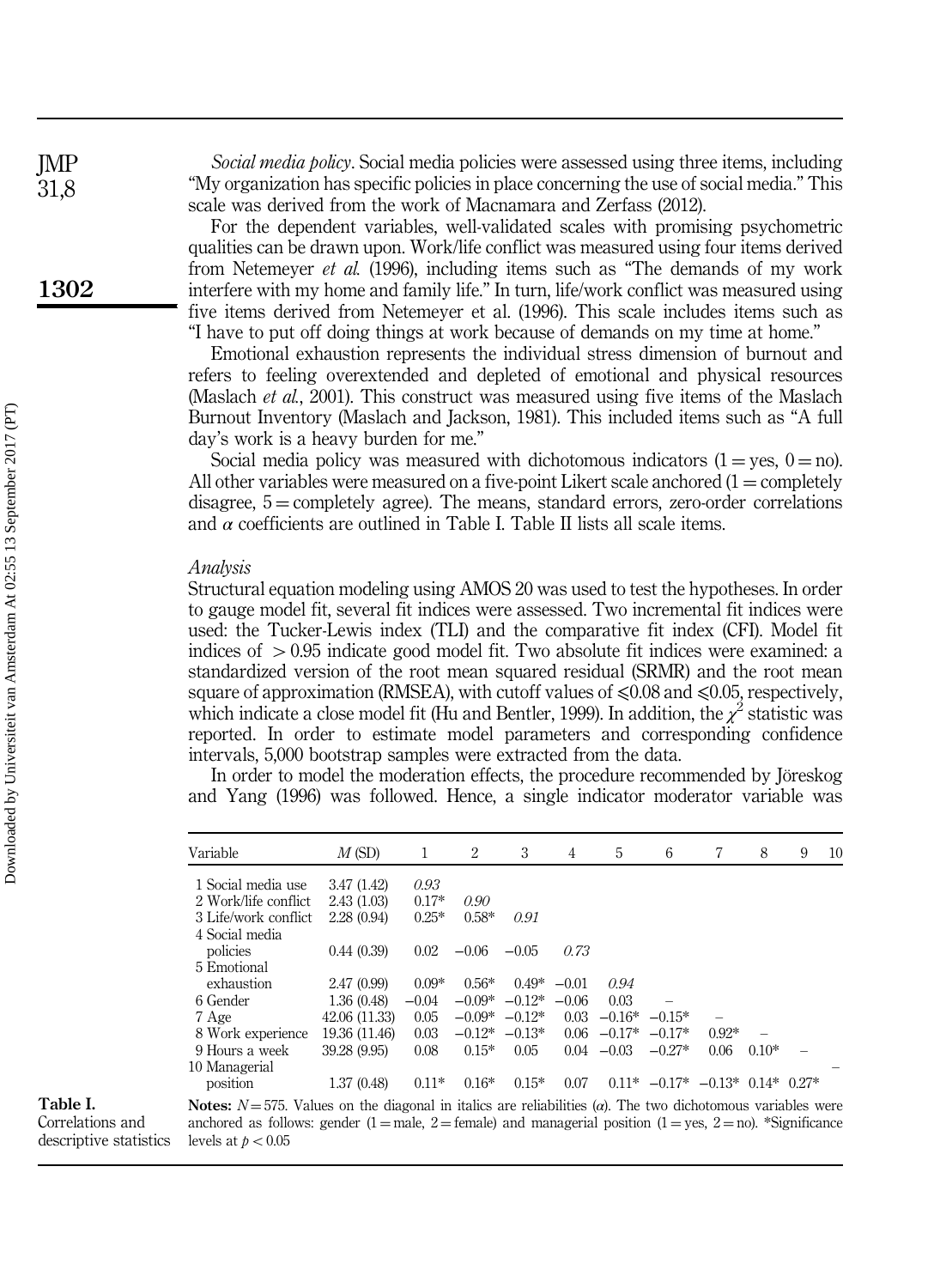*Social media policy*. Social media policies were assessed using three items, including "My organization has specific policies in place concerning the use of social media." This scale was derived from the work of Macnamara and Zerfass (2012).

For the dependent variables, well-validated scales with promising psychometric qualities can be drawn upon. Work/life conflict was measured using four items derived from Netemeyer *et al.* (1996), including items such as "The demands of my work interfere with my home and family life." In turn, life/work conflict was measured using five items derived from Netemeyer et al. (1996). This scale includes items such as "I have to put off doing things at work because of demands on my time at home."

Emotional exhaustion represents the individual stress dimension of burnout and refers to feeling overextended and depleted of emotional and physical resources (Maslach *et al.*, 2001). This construct was measured using five items of the Maslach Burnout Inventory (Maslach and Jackson, 1981). This included items such as "A full day's work is a heavy burden for me."

Social media policy was measured with dichotomous indicators (1 = yes, 0 = no). All other variables were measured on a five-point Likert scale anchored (1 = completely disagree, 5 = completely agree). The means, standard errors, zero-order correlations and $\alpha$ coefficients are outlined in Table I. Table II lists all scale items.

### *Analysis*

Structural equation modeling using AMOS 20 was used to test the hypotheses. In order to gauge model fit, several fit indices were assessed. Two incremental fit indices were used: the Tucker-Lewis index (TLI) and the comparative fit index (CFI). Model fit indices of $> 0.95$ indicate good model fit. Two absolute fit indices were examined: a standardized version of the root mean squared residual (SRMR) and the root mean square of approximation (RMSEA), with cutoff values of $\leqslant 0.08$ and $\leqslant 0.05$, respectively, which indicate a close model fit (Hu and Bentler, 1999). In addition, the $\chi^2$ statistic was reported. In order to estimate model parameters and corresponding confidence intervals, 5,000 bootstrap samples were extracted from the data.

In order to model the moderation effects, the procedure recommended by Jöreskog and Yang (1996) was followed. Hence, a single indicator moderator variable was

| Variable | *M* (SD) | 1 | 2 | 3 | 4 | 5 | 6 | 7 | 8 | 9 | 10 |
|---|---|---|---|---|---|---|---|---|---|---|---|
| 1 Social media use | 3.47 (1.42) | *0.93* | | | | | | | | | |
| 2 Work/life conflict | 2.43 (1.03) | 0.17* | *0.90* | | | | | | | | |
| 3 Life/work conflict | 2.28 (0.94) | 0.25* | 0.58* | *0.91* | | | | | | | |
| 4 Social media policies | 0.44 (0.39) | 0.02 | −0.06 | −0.05 | *0.73* | | | | | | |
| 5 Emotional exhaustion | 2.47 (0.99) | 0.09* | 0.56* | 0.49* | −0.01 | *0.94* | | | | | |
| 6 Gender | 1.36 (0.48) | −0.04 | −0.09* | −0.12* | −0.06 | 0.03 | – | | | | |
| 7 Age | 42.06 (11.33) | 0.05 | −0.09* | −0.12* | 0.03 | −0.16* | −0.15* | – | | | |
| 8 Work experience | 19.36 (11.46) | 0.03 | −0.12* | −0.13* | 0.06 | −0.17* | −0.17* | 0.92* | – | | |
| 9 Hours a week | 39.28 (9.95) | 0.08 | 0.15* | 0.05 | 0.04 | −0.03 | −0.27* | 0.06 | 0.10* | – | |
| 10 Managerial position | 1.37 (0.48) | 0.11* | 0.16* | 0.15* | 0.07 | 0.11* | −0.17* | −0.13* | 0.14* | 0.27* | – |

**Notes:** $N = 575$. Values on the diagonal in italics are reliabilities ($\alpha$). The two dichotomous variables were anchored as follows: gender (1 = male, 2 = female) and managerial position (1 = yes, 2 = no). *Significance levels at $p < 0.05$

**Table I.** Correlations and descriptive statistics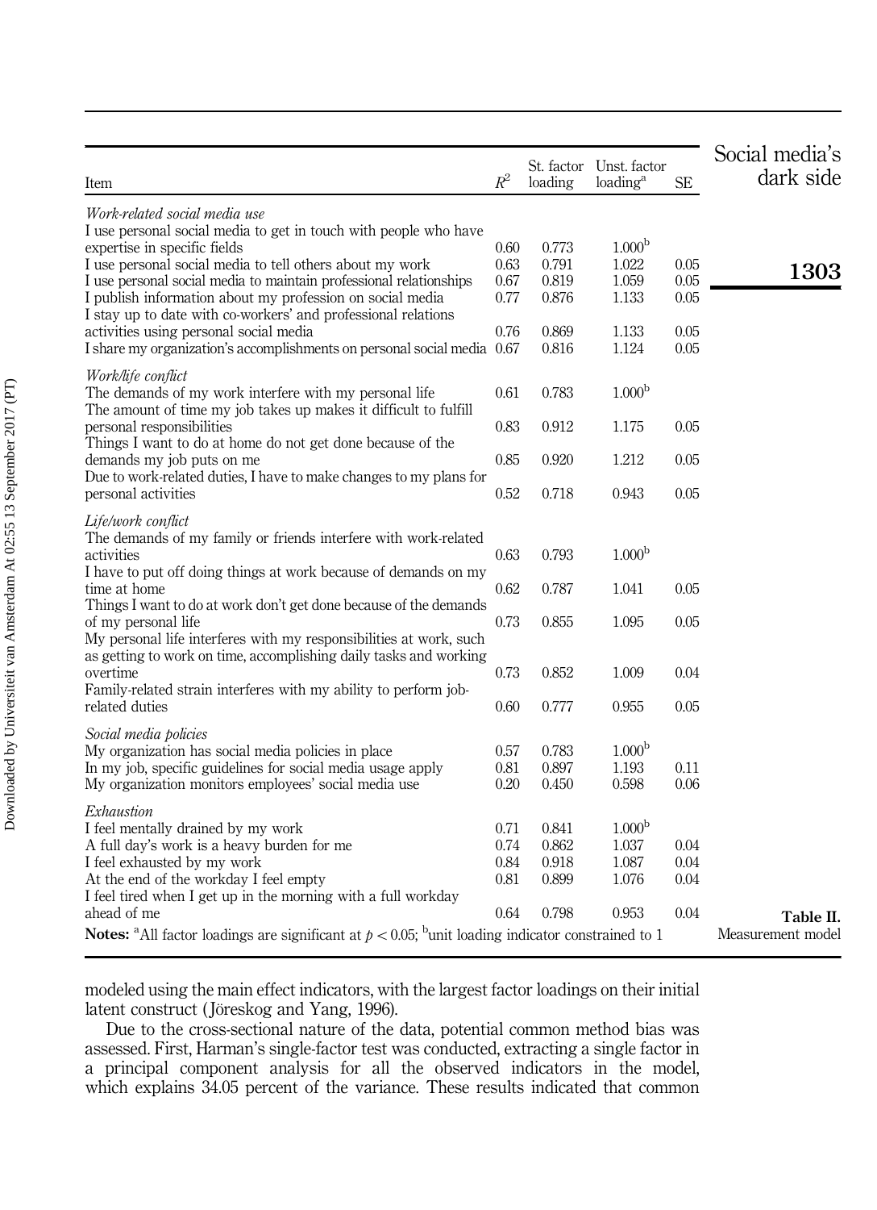**Table II.** Measurement model

| Item | $R^2$ | St. factor loading | Unst. factor loading[a] | SE |
|---|---|---|---|---|
| *Work-related social media use* | | | | |
| I use personal social media to get in touch with people who have expertise in specific fields | 0.60 | 0.773 | 1.000[b] | |
| I use personal social media to tell others about my work | 0.63 | 0.791 | 1.022 | 0.05 |
| I use personal social media to maintain professional relationships | 0.67 | 0.819 | 1.059 | 0.05 |
| I publish information about my profession on social media | 0.77 | 0.876 | 1.133 | 0.05 |
| I stay up to date with co-workers' and professional relations activities using personal social media | 0.76 | 0.869 | 1.133 | 0.05 |
| I share my organization's accomplishments on personal social media | 0.67 | 0.816 | 1.124 | 0.05 |
| *Work/life conflict* | | | | |
| The demands of my work interfere with my personal life | 0.61 | 0.783 | 1.000[b] | |
| The amount of time my job takes up makes it difficult to fulfill personal responsibilities | 0.83 | 0.912 | 1.175 | 0.05 |
| Things I want to do at home do not get done because of the demands my job puts on me | 0.85 | 0.920 | 1.212 | 0.05 |
| Due to work-related duties, I have to make changes to my plans for personal activities | 0.52 | 0.718 | 0.943 | 0.05 |
| *Life/work conflict* | | | | |
| The demands of my family or friends interfere with work-related activities | 0.63 | 0.793 | 1.000[b] | |
| I have to put off doing things at work because of demands on my time at home | 0.62 | 0.787 | 1.041 | 0.05 |
| Things I want to do at work don't get done because of the demands of my personal life | 0.73 | 0.855 | 1.095 | 0.05 |
| My personal life interferes with my responsibilities at work, such as getting to work on time, accomplishing daily tasks and working overtime | 0.73 | 0.852 | 1.009 | 0.04 |
| Family-related strain interferes with my ability to perform job-related duties | 0.60 | 0.777 | 0.955 | 0.05 |
| *Social media policies* | | | | |
| My organization has social media policies in place | 0.57 | 0.783 | 1.000[b] | |
| In my job, specific guidelines for social media usage apply | 0.81 | 0.897 | 1.193 | 0.11 |
| My organization monitors employees' social media use | 0.20 | 0.450 | 0.598 | 0.06 |
| *Exhaustion* | | | | |
| I feel mentally drained by my work | 0.71 | 0.841 | 1.000[b] | |
| A full day's work is a heavy burden for me | 0.74 | 0.862 | 1.037 | 0.04 |
| I feel exhausted by my work | 0.84 | 0.918 | 1.087 | 0.04 |
| At the end of the workday I feel empty | 0.81 | 0.899 | 1.076 | 0.04 |
| I feel tired when I get up in the morning with a full workday ahead of me | 0.64 | 0.798 | 0.953 | 0.04 |

**Notes:** [a]All factor loadings are significant at $p < 0.05$; [b]unit loading indicator constrained to 1

modeled using the main effect indicators, with the largest factor loadings on their initial latent construct (Jöreskog and Yang, 1996).

Due to the cross-sectional nature of the data, potential common method bias was assessed. First, Harman's single-factor test was conducted, extracting a single factor in a principal component analysis for all the observed indicators in the model, which explains 34.05 percent of the variance. These results indicated that common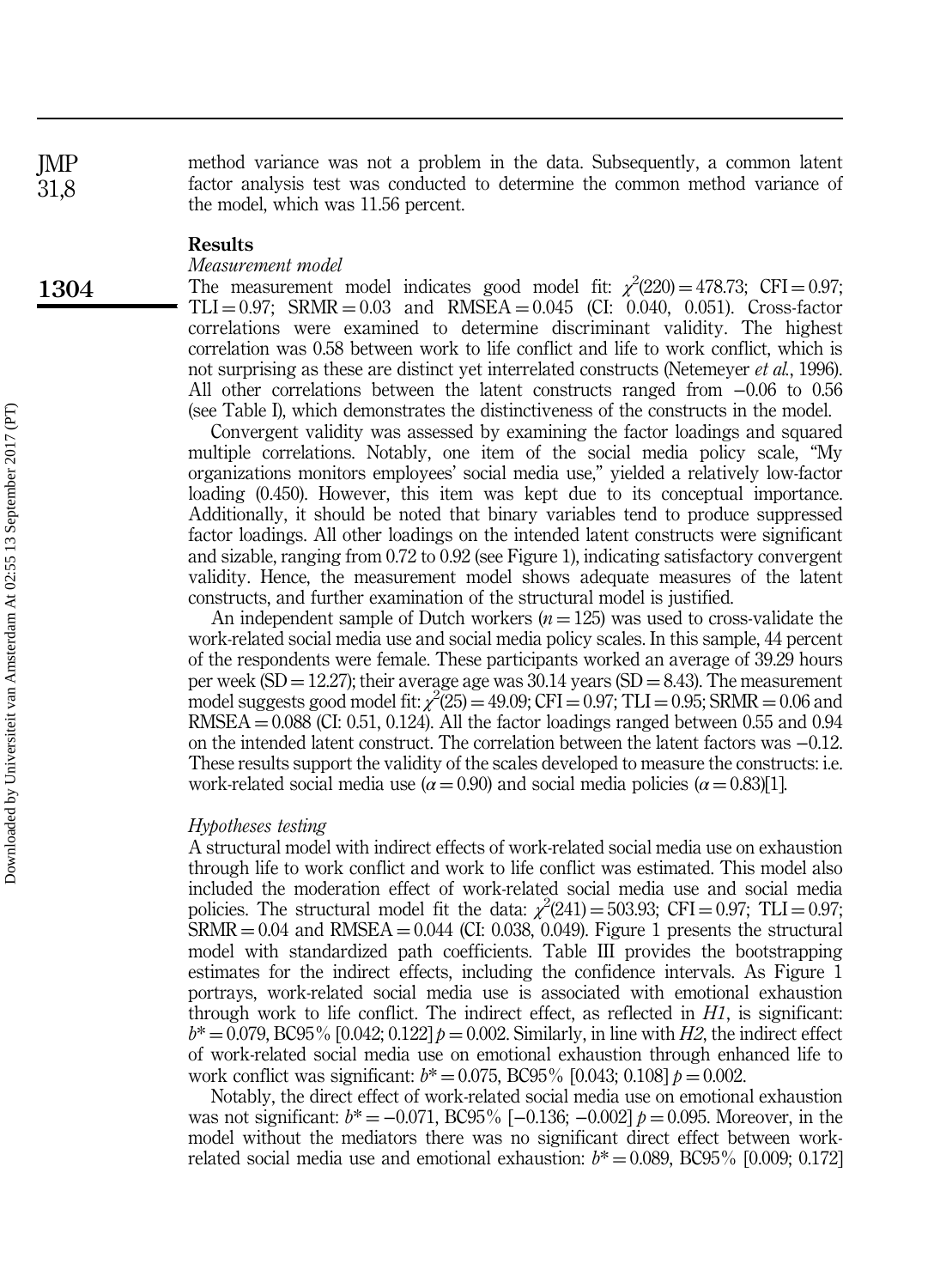method variance was not a problem in the data. Subsequently, a common latent factor analysis test was conducted to determine the common method variance of the model, which was 11.56 percent.

## Results

### *Measurement model*

The measurement model indicates good model fit: $\chi^2(220) = 478.73$; CFI = 0.97; TLI = 0.97; SRMR = 0.03 and RMSEA = 0.045 (CI: 0.040, 0.051). Cross-factor correlations were examined to determine discriminant validity. The highest correlation was 0.58 between work to life conflict and life to work conflict, which is not surprising as these are distinct yet interrelated constructs (Netemeyer *et al.*, 1996). All other correlations between the latent constructs ranged from −0.06 to 0.56 (see Table I), which demonstrates the distinctiveness of the constructs in the model.

Convergent validity was assessed by examining the factor loadings and squared multiple correlations. Notably, one item of the social media policy scale, "My organizations monitors employees' social media use," yielded a relatively low-factor loading (0.450). However, this item was kept due to its conceptual importance. Additionally, it should be noted that binary variables tend to produce suppressed factor loadings. All other loadings on the intended latent constructs were significant and sizable, ranging from 0.72 to 0.92 (see Figure 1), indicating satisfactory convergent validity. Hence, the measurement model shows adequate measures of the latent constructs, and further examination of the structural model is justified.

An independent sample of Dutch workers ($n = 125$) was used to cross-validate the work-related social media use and social media policy scales. In this sample, 44 percent of the respondents were female. These participants worked an average of 39.29 hours per week (SD = 12.27); their average age was 30.14 years (SD = 8.43). The measurement model suggests good model fit: $\chi^2(25) = 49.09$; CFI = 0.97; TLI = 0.95; SRMR = 0.06 and RMSEA = 0.088 (CI: 0.51, 0.124). All the factor loadings ranged between 0.55 and 0.94 on the intended latent construct. The correlation between the latent factors was −0.12. These results support the validity of the scales developed to measure the constructs: i.e. work-related social media use ($\alpha = 0.90$) and social media policies ($\alpha = 0.83$)[1].

### *Hypotheses testing*

A structural model with indirect effects of work-related social media use on exhaustion through life to work conflict and work to life conflict was estimated. This model also included the moderation effect of work-related social media use and social media policies. The structural model fit the data: $\chi^2(241) = 503.93$; CFI = 0.97; TLI = 0.97; SRMR = 0.04 and RMSEA = 0.044 (CI: 0.038, 0.049). Figure 1 presents the structural model with standardized path coefficients. Table III provides the bootstrapping estimates for the indirect effects, including the confidence intervals. As Figure 1 portrays, work-related social media use is associated with emotional exhaustion through work to life conflict. The indirect effect, as reflected in *H1*, is significant: $b^* = 0.079$, BC95% [0.042; 0.122] $p = 0.002$. Similarly, in line with *H2*, the indirect effect of work-related social media use on emotional exhaustion through enhanced life to work conflict was significant: $b^* = 0.075$, BC95% [0.043; 0.108] $p = 0.002$.

Notably, the direct effect of work-related social media use on emotional exhaustion was not significant: $b^* = -0.071$, BC95% [−0.136; −0.002] $p = 0.095$. Moreover, in the model without the mediators there was no significant direct effect between work-related social media use and emotional exhaustion: $b^* = 0.089$, BC95% [0.009; 0.172]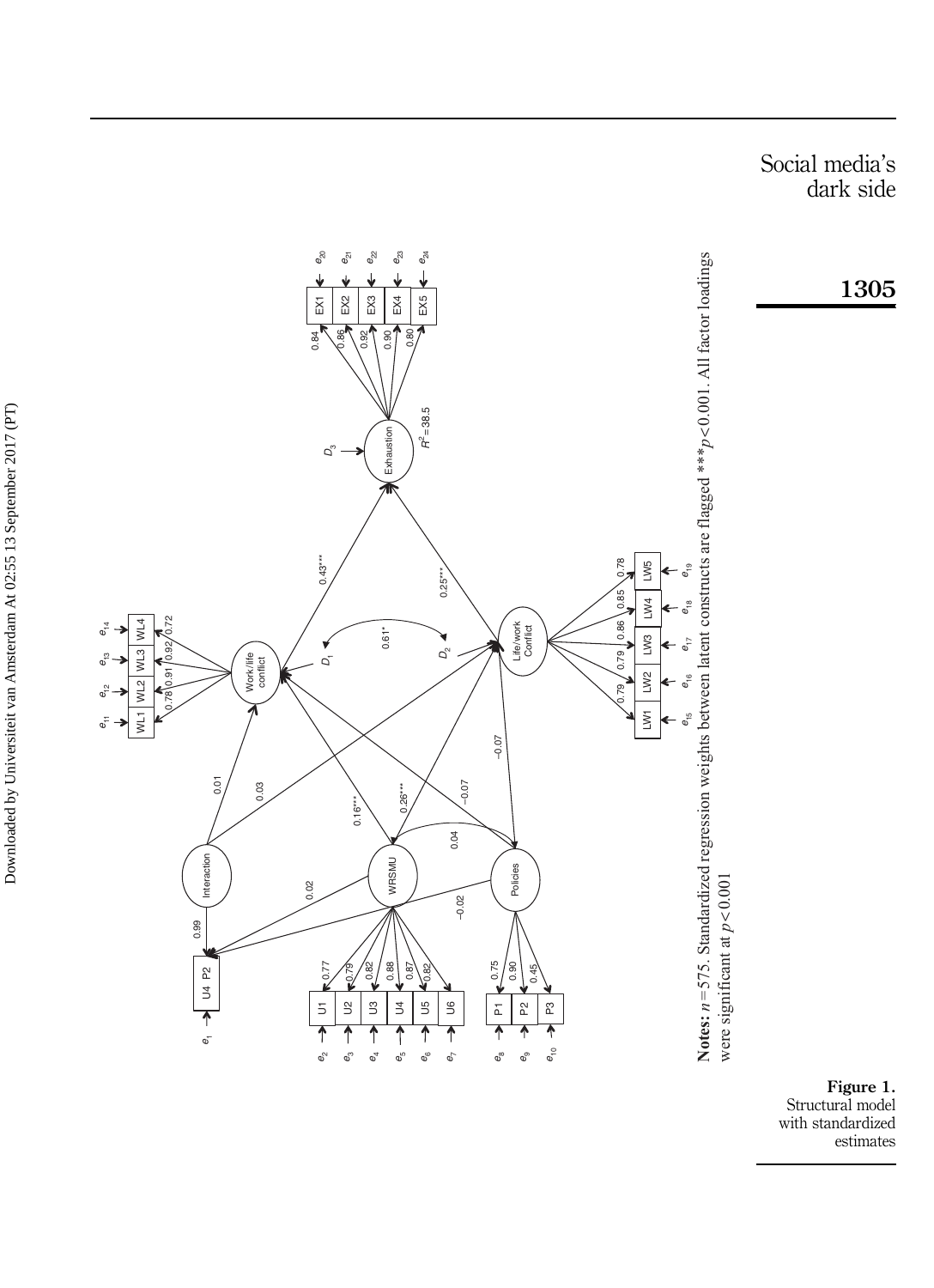**Notes:** $n = 575$. Standardized regression weights between latent constructs are flagged $^{***}p < 0.001$. All factor loadings were significant at $p < 0.001$

**Figure 1.** Structural model with standardized estimates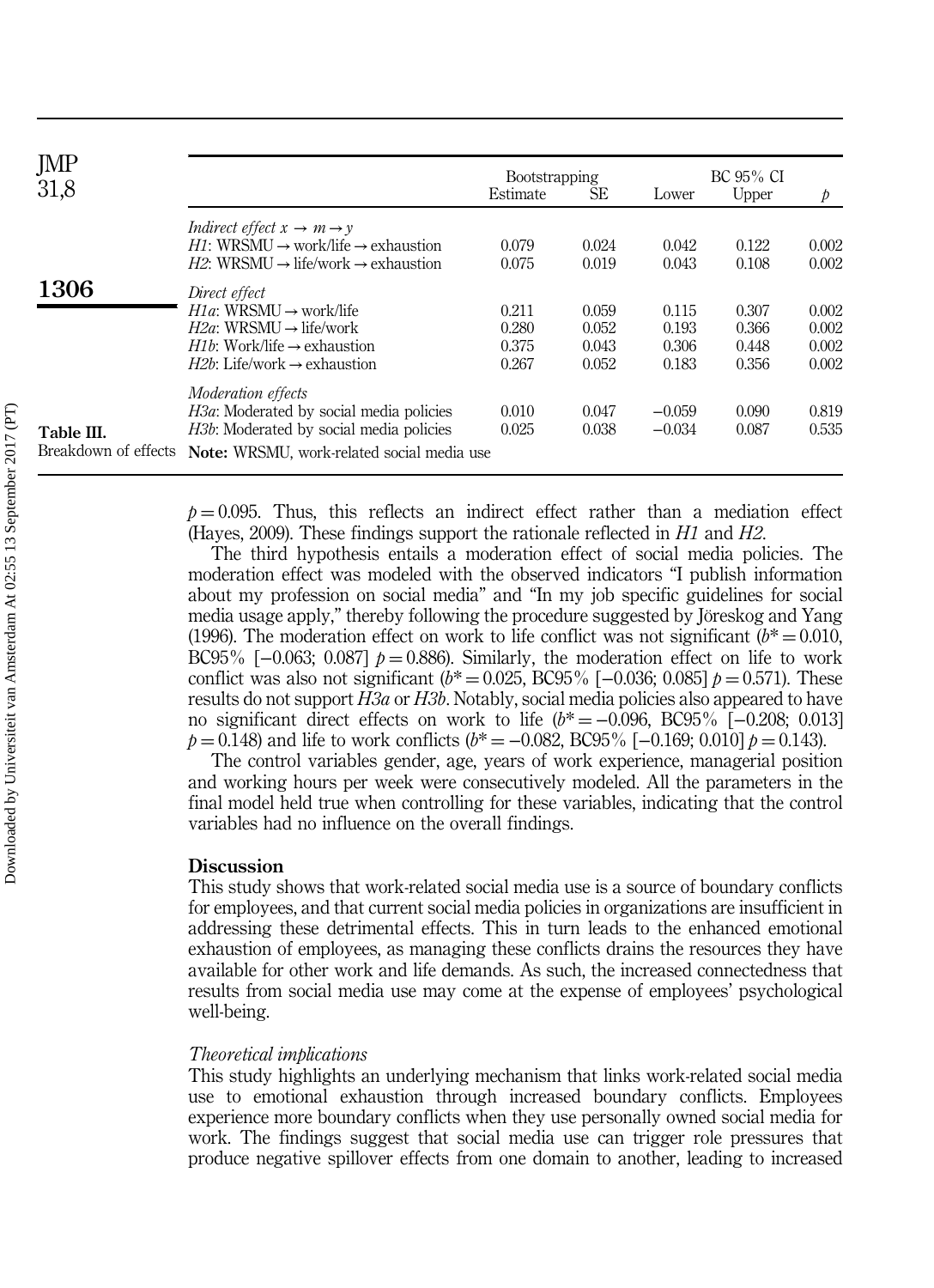**Table III.** Breakdown of effects

| | Bootstrapping | | BC 95% CI | | |
|---|---|---|---|---|---|
| | Estimate | SE | Lower | Upper | $p$ |
| *Indirect effect $x \rightarrow m \rightarrow y$* | | | | | |
| *H1*: WRSMU → work/life → exhaustion | 0.079 | 0.024 | 0.042 | 0.122 | 0.002 |
| *H2*: WRSMU → life/work → exhaustion | 0.075 | 0.019 | 0.043 | 0.108 | 0.002 |
| *Direct effect* | | | | | |
| *H1a*: WRSMU → work/life | 0.211 | 0.059 | 0.115 | 0.307 | 0.002 |
| *H2a*: WRSMU → life/work | 0.280 | 0.052 | 0.193 | 0.366 | 0.002 |
| *H1b*: Work/life → exhaustion | 0.375 | 0.043 | 0.306 | 0.448 | 0.002 |
| *H2b*: Life/work → exhaustion | 0.267 | 0.052 | 0.183 | 0.356 | 0.002 |
| *Moderation effects* | | | | | |
| *H3a*: Moderated by social media policies | 0.010 | 0.047 | −0.059 | 0.090 | 0.819 |
| *H3b*: Moderated by social media policies | 0.025 | 0.038 | −0.034 | 0.087 | 0.535 |

**Note:** WRSMU, work-related social media use

$p = 0.095$. Thus, this reflects an indirect effect rather than a mediation effect (Hayes, 2009). These findings support the rationale reflected in *H1* and *H2*.

The third hypothesis entails a moderation effect of social media policies. The moderation effect was modeled with the observed indicators "I publish information about my profession on social media" and "In my job specific guidelines for social media usage apply," thereby following the procedure suggested by Jöreskog and Yang (1996). The moderation effect on work to life conflict was not significant ($b^* = 0.010$, BC95% [−0.063; 0.087] $p = 0.886$). Similarly, the moderation effect on life to work conflict was also not significant ($b^* = 0.025$, BC95% [−0.036; 0.085] $p = 0.571$). These results do not support *H3a* or *H3b*. Notably, social media policies also appeared to have no significant direct effects on work to life ($b^* = -0.096$, BC95% [−0.208; 0.013] $p = 0.148$) and life to work conflicts ($b^* = -0.082$, BC95% [−0.169; 0.010] $p = 0.143$).

The control variables gender, age, years of work experience, managerial position and working hours per week were consecutively modeled. All the parameters in the final model held true when controlling for these variables, indicating that the control variables had no influence on the overall findings.

## Discussion

This study shows that work-related social media use is a source of boundary conflicts for employees, and that current social media policies in organizations are insufficient in addressing these detrimental effects. This in turn leads to the enhanced emotional exhaustion of employees, as managing these conflicts drains the resources they have available for other work and life demands. As such, the increased connectedness that results from social media use may come at the expense of employees' psychological well-being.

### *Theoretical implications*

This study highlights an underlying mechanism that links work-related social media use to emotional exhaustion through increased boundary conflicts. Employees experience more boundary conflicts when they use personally owned social media for work. The findings suggest that social media use can trigger role pressures that produce negative spillover effects from one domain to another, leading to increased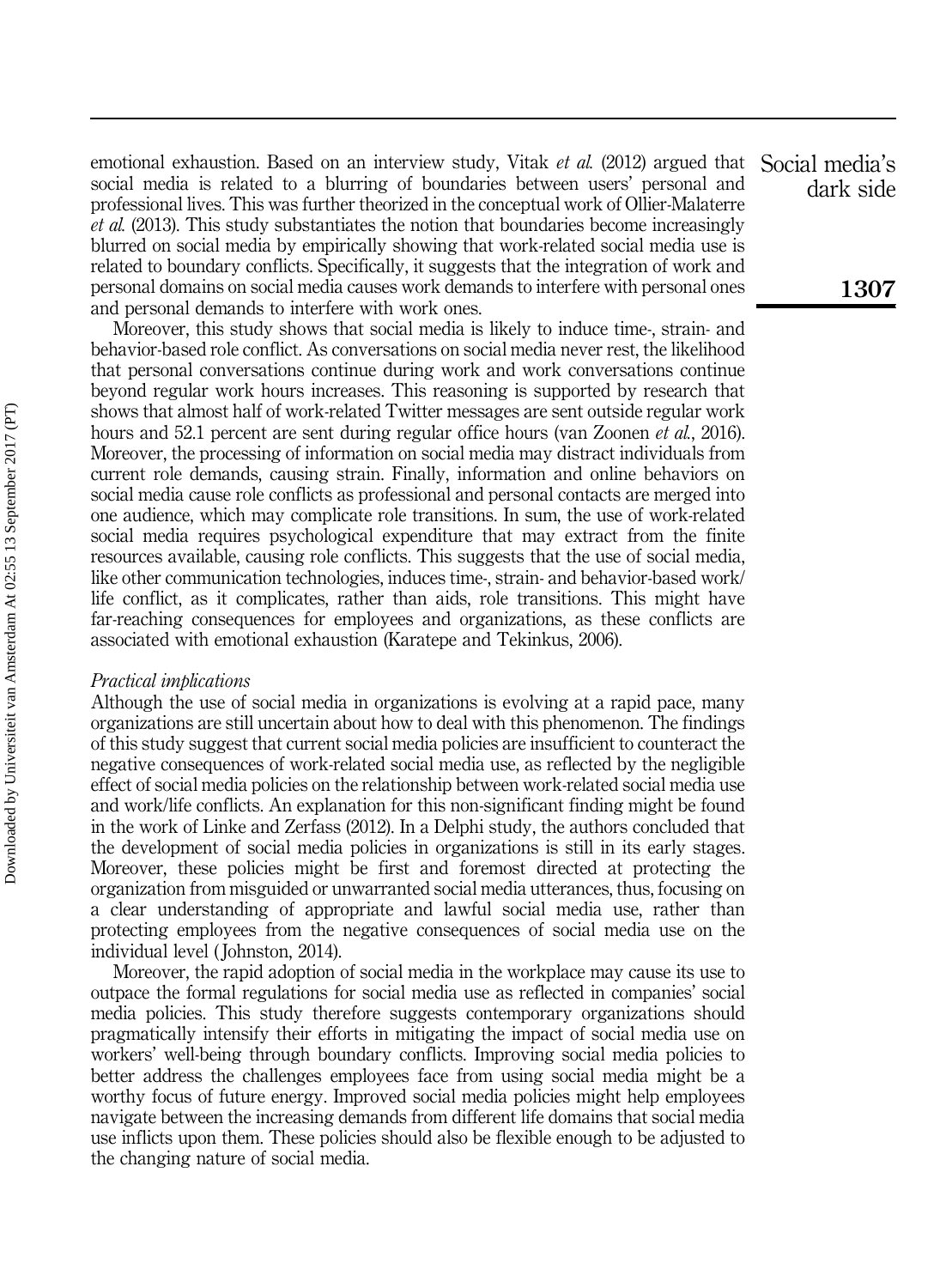emotional exhaustion. Based on an interview study, Vitak *et al.* (2012) argued that social media is related to a blurring of boundaries between users' personal and professional lives. This was further theorized in the conceptual work of Ollier-Malaterre *et al.* (2013). This study substantiates the notion that boundaries become increasingly blurred on social media by empirically showing that work-related social media use is related to boundary conflicts. Specifically, it suggests that the integration of work and personal domains on social media causes work demands to interfere with personal ones and personal demands to interfere with work ones.

Moreover, this study shows that social media is likely to induce time-, strain- and behavior-based role conflict. As conversations on social media never rest, the likelihood that personal conversations continue during work and work conversations continue beyond regular work hours increases. This reasoning is supported by research that shows that almost half of work-related Twitter messages are sent outside regular work hours and 52.1 percent are sent during regular office hours (van Zoonen *et al.*, 2016). Moreover, the processing of information on social media may distract individuals from current role demands, causing strain. Finally, information and online behaviors on social media cause role conflicts as professional and personal contacts are merged into one audience, which may complicate role transitions. In sum, the use of work-related social media requires psychological expenditure that may extract from the finite resources available, causing role conflicts. This suggests that the use of social media, like other communication technologies, induces time-, strain- and behavior-based work/life conflict, as it complicates, rather than aids, role transitions. This might have far-reaching consequences for employees and organizations, as these conflicts are associated with emotional exhaustion (Karatepe and Tekinkus, 2006).

*Practical implications*

Although the use of social media in organizations is evolving at a rapid pace, many organizations are still uncertain about how to deal with this phenomenon. The findings of this study suggest that current social media policies are insufficient to counteract the negative consequences of work-related social media use, as reflected by the negligible effect of social media policies on the relationship between work-related social media use and work/life conflicts. An explanation for this non-significant finding might be found in the work of Linke and Zerfass (2012). In a Delphi study, the authors concluded that the development of social media policies in organizations is still in its early stages. Moreover, these policies might be first and foremost directed at protecting the organization from misguided or unwarranted social media utterances, thus, focusing on a clear understanding of appropriate and lawful social media use, rather than protecting employees from the negative consequences of social media use on the individual level (Johnston, 2014).

Moreover, the rapid adoption of social media in the workplace may cause its use to outpace the formal regulations for social media use as reflected in companies' social media policies. This study therefore suggests contemporary organizations should pragmatically intensify their efforts in mitigating the impact of social media use on workers' well-being through boundary conflicts. Improving social media policies to better address the challenges employees face from using social media might be a worthy focus of future energy. Improved social media policies might help employees navigate between the increasing demands from different life domains that social media use inflicts upon them. These policies should also be flexible enough to be adjusted to the changing nature of social media.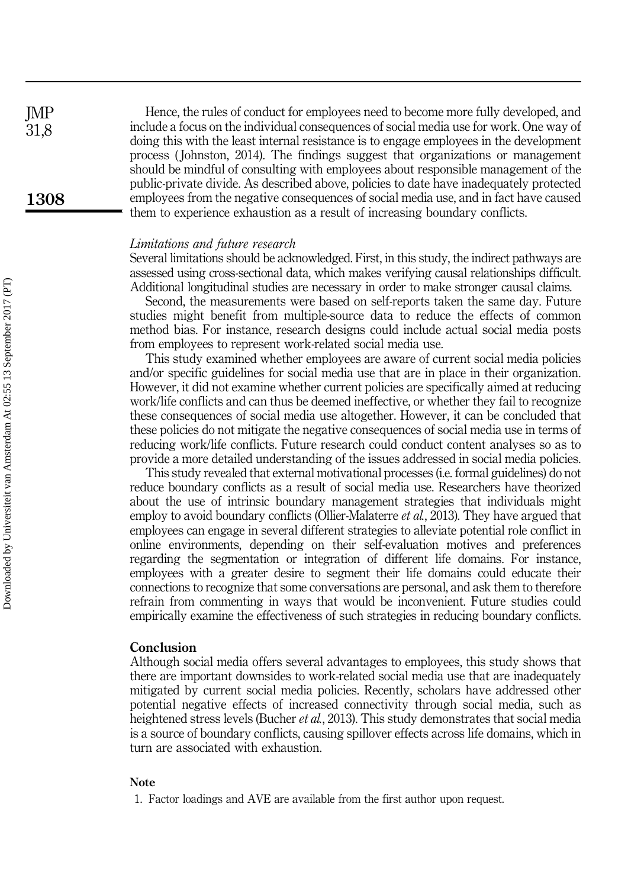Hence, the rules of conduct for employees need to become more fully developed, and include a focus on the individual consequences of social media use for work. One way of doing this with the least internal resistance is to engage employees in the development process (Johnston, 2014). The findings suggest that organizations or management should be mindful of consulting with employees about responsible management of the public-private divide. As described above, policies to date have inadequately protected employees from the negative consequences of social media use, and in fact have caused them to experience exhaustion as a result of increasing boundary conflicts.

*Limitations and future research*

Several limitations should be acknowledged. First, in this study, the indirect pathways are assessed using cross-sectional data, which makes verifying causal relationships difficult. Additional longitudinal studies are necessary in order to make stronger causal claims.

Second, the measurements were based on self-reports taken the same day. Future studies might benefit from multiple-source data to reduce the effects of common method bias. For instance, research designs could include actual social media posts from employees to represent work-related social media use.

This study examined whether employees are aware of current social media policies and/or specific guidelines for social media use that are in place in their organization. However, it did not examine whether current policies are specifically aimed at reducing work/life conflicts and can thus be deemed ineffective, or whether they fail to recognize these consequences of social media use altogether. However, it can be concluded that these policies do not mitigate the negative consequences of social media use in terms of reducing work/life conflicts. Future research could conduct content analyses so as to provide a more detailed understanding of the issues addressed in social media policies.

This study revealed that external motivational processes (i.e. formal guidelines) do not reduce boundary conflicts as a result of social media use. Researchers have theorized about the use of intrinsic boundary management strategies that individuals might employ to avoid boundary conflicts (Ollier-Malaterre *et al.*, 2013). They have argued that employees can engage in several different strategies to alleviate potential role conflict in online environments, depending on their self-evaluation motives and preferences regarding the segmentation or integration of different life domains. For instance, employees with a greater desire to segment their life domains could educate their connections to recognize that some conversations are personal, and ask them to therefore refrain from commenting in ways that would be inconvenient. Future studies could empirically examine the effectiveness of such strategies in reducing boundary conflicts.

## Conclusion

Although social media offers several advantages to employees, this study shows that there are important downsides to work-related social media use that are inadequately mitigated by current social media policies. Recently, scholars have addressed other potential negative effects of increased connectivity through social media, such as heightened stress levels (Bucher *et al.*, 2013). This study demonstrates that social media is a source of boundary conflicts, causing spillover effects across life domains, which in turn are associated with exhaustion.

### Note

1. Factor loadings and AVE are available from the first author upon request.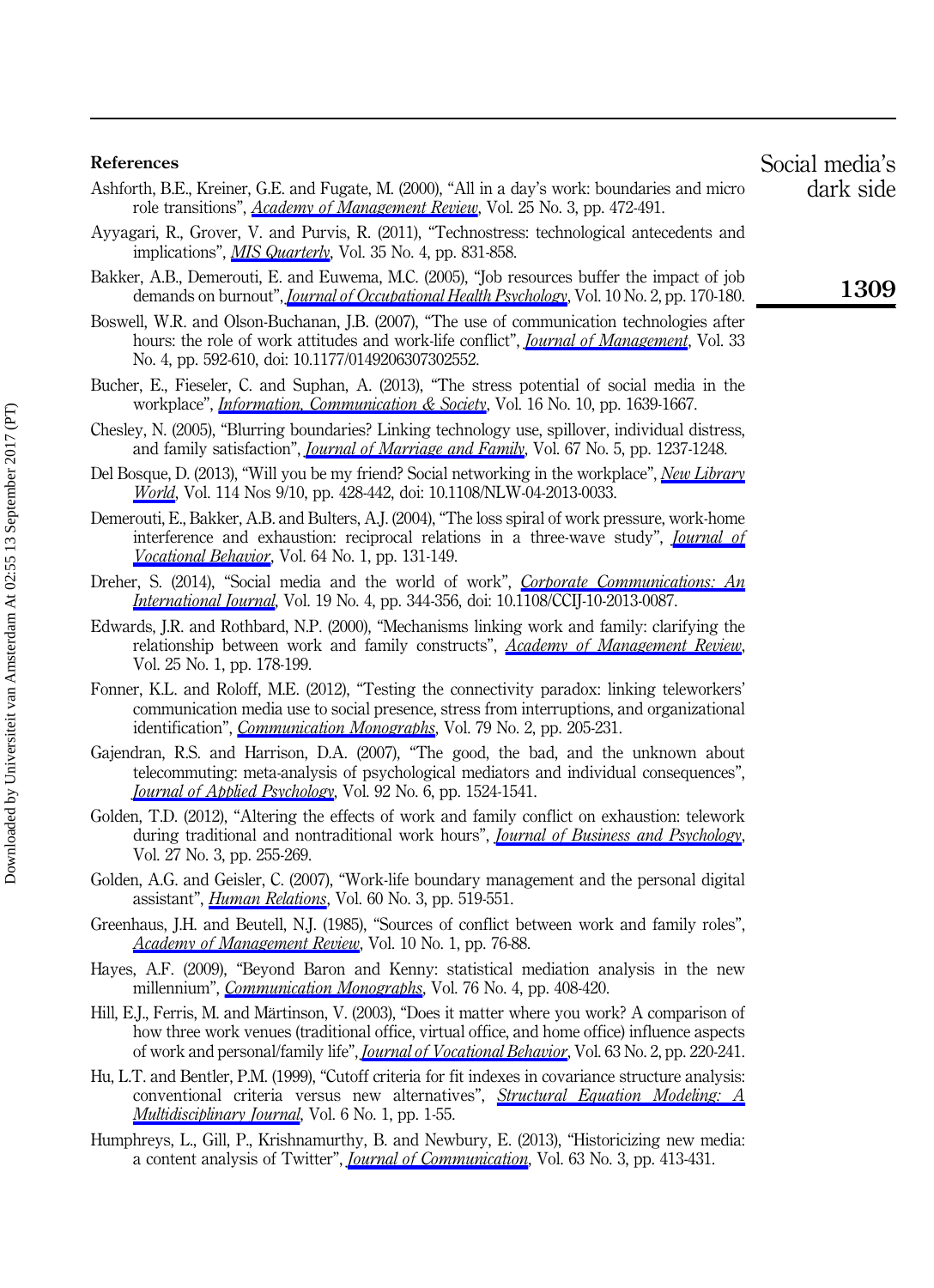## References

Ashforth, B.E., Kreiner, G.E. and Fugate, M. (2000), "All in a day's work: boundaries and micro role transitions", *Academy of Management Review*, Vol. 25 No. 3, pp. 472-491.

Ayyagari, R., Grover, V. and Purvis, R. (2011), "Technostress: technological antecedents and implications", *MIS Quarterly*, Vol. 35 No. 4, pp. 831-858.

Bakker, A.B., Demerouti, E. and Euwema, M.C. (2005), "Job resources buffer the impact of job demands on burnout", *Journal of Occupational Health Psychology*, Vol. 10 No. 2, pp. 170-180.

Boswell, W.R. and Olson-Buchanan, J.B. (2007), "The use of communication technologies after hours: the role of work attitudes and work-life conflict", *Journal of Management*, Vol. 33 No. 4, pp. 592-610, doi: 10.1177/0149206307302552.

Bucher, E., Fieseler, C. and Suphan, A. (2013), "The stress potential of social media in the workplace", *Information, Communication & Society*, Vol. 16 No. 10, pp. 1639-1667.

Chesley, N. (2005), "Blurring boundaries? Linking technology use, spillover, individual distress, and family satisfaction", *Journal of Marriage and Family*, Vol. 67 No. 5, pp. 1237-1248.

Del Bosque, D. (2013), "Will you be my friend? Social networking in the workplace", *New Library World*, Vol. 114 Nos 9/10, pp. 428-442, doi: 10.1108/NLW-04-2013-0033.

Demerouti, E., Bakker, A.B. and Bulters, A.J. (2004), "The loss spiral of work pressure, work-home interference and exhaustion: reciprocal relations in a three-wave study", *Journal of Vocational Behavior*, Vol. 64 No. 1, pp. 131-149.

Dreher, S. (2014), "Social media and the world of work", *Corporate Communications: An International Journal*, Vol. 19 No. 4, pp. 344-356, doi: 10.1108/CCIJ-10-2013-0087.

Edwards, J.R. and Rothbard, N.P. (2000), "Mechanisms linking work and family: clarifying the relationship between work and family constructs", *Academy of Management Review*, Vol. 25 No. 1, pp. 178-199.

Fonner, K.L. and Roloff, M.E. (2012), "Testing the connectivity paradox: linking teleworkers' communication media use to social presence, stress from interruptions, and organizational identification", *Communication Monographs*, Vol. 79 No. 2, pp. 205-231.

Gajendran, R.S. and Harrison, D.A. (2007), "The good, the bad, and the unknown about telecommuting: meta-analysis of psychological mediators and individual consequences", *Journal of Applied Psychology*, Vol. 92 No. 6, pp. 1524-1541.

Golden, T.D. (2012), "Altering the effects of work and family conflict on exhaustion: telework during traditional and nontraditional work hours", *Journal of Business and Psychology*, Vol. 27 No. 3, pp. 255-269.

Golden, A.G. and Geisler, C. (2007), "Work-life boundary management and the personal digital assistant", *Human Relations*, Vol. 60 No. 3, pp. 519-551.

Greenhaus, J.H. and Beutell, N.J. (1985), "Sources of conflict between work and family roles", *Academy of Management Review*, Vol. 10 No. 1, pp. 76-88.

Hayes, A.F. (2009), "Beyond Baron and Kenny: statistical mediation analysis in the new millennium", *Communication Monographs*, Vol. 76 No. 4, pp. 408-420.

Hill, E.J., Ferris, M. and Märtinson, V. (2003), "Does it matter where you work? A comparison of how three work venues (traditional office, virtual office, and home office) influence aspects of work and personal/family life", *Journal of Vocational Behavior*, Vol. 63 No. 2, pp. 220-241.

Hu, L.T. and Bentler, P.M. (1999), "Cutoff criteria for fit indexes in covariance structure analysis: conventional criteria versus new alternatives", *Structural Equation Modeling: A Multidisciplinary Journal*, Vol. 6 No. 1, pp. 1-55.

Humphreys, L., Gill, P., Krishnamurthy, B. and Newbury, E. (2013), "Historicizing new media: a content analysis of Twitter", *Journal of Communication*, Vol. 63 No. 3, pp. 413-431.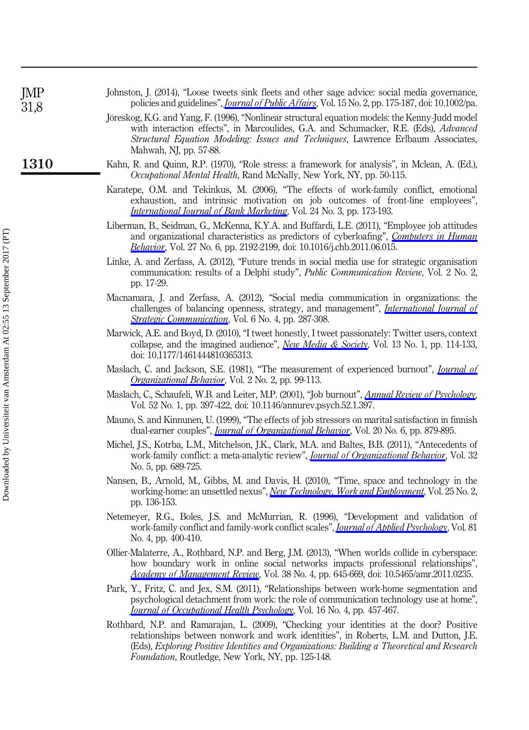Johnston, J. (2014), "Loose tweets sink fleets and other sage advice: social media governance, policies and guidelines", *Journal of Public Affairs*, Vol. 15 No. 2, pp. 175-187, doi: 10.1002/pa.

Jöreskog, K.G. and Yang, F. (1996), "Nonlinear structural equation models: the Kenny-Judd model with interaction effects", in Marcoulides, G.A. and Schumacker, R.E. (Eds), *Advanced Structural Equation Modeling: Issues and Techniques*, Lawrence Erlbaum Associates, Mahwah, NJ, pp. 57-88.

Kahn, R. and Quinn, R.P. (1970), "Role stress: a framework for analysis", in Mclean, A. (Ed.), *Occupational Mental Health*, Rand McNally, New York, NY, pp. 50-115.

Karatepe, O.M. and Tekinkus, M. (2006), "The effects of work-family conflict, emotional exhaustion, and intrinsic motivation on job outcomes of front-line employees", *International Journal of Bank Marketing*, Vol. 24 No. 3, pp. 173-193.

Liberman, B., Seidman, G., McKenna, K.Y.A. and Buffardi, L.E. (2011), "Employee job attitudes and organizational characteristics as predictors of cyberloafing", *Computers in Human Behavior*, Vol. 27 No. 6, pp. 2192-2199, doi: 10.1016/j.chb.2011.06.015.

Linke, A. and Zerfass, A. (2012), "Future trends in social media use for strategic organisation communication: results of a Delphi study", *Public Communication Review*, Vol. 2 No. 2, pp. 17-29.

Macnamara, J. and Zerfass, A. (2012), "Social media communication in organizations: the challenges of balancing openness, strategy, and management", *International Journal of Strategic Communication*, Vol. 6 No. 4, pp. 287-308.

Marwick, A.E. and Boyd, D. (2010), "I tweet honestly, I tweet passionately: Twitter users, context collapse, and the imagined audience", *New Media & Society*, Vol. 13 No. 1, pp. 114-133, doi: 10.1177/1461444810365313.

Maslach, C. and Jackson, S.E. (1981), "The measurement of experienced burnout", *Journal of Organizational Behavior*, Vol. 2 No. 2, pp. 99-113.

Maslach, C., Schaufeli, W.B. and Leiter, M.P. (2001), "Job burnout", *Annual Review of Psychology*, Vol. 52 No. 1, pp. 397-422, doi: 10.1146/annurev.psych.52.1.397.

Mauno, S. and Kinnunen, U. (1999), "The effects of job stressors on marital satisfaction in finnish dual-earner couples", *Journal of Organizational Behavior*, Vol. 20 No. 6, pp. 879-895.

Michel, J.S., Kotrba, L.M., Mitchelson, J.K., Clark, M.A. and Baltes, B.B. (2011), "Antecedents of work-family conflict: a meta-analytic review", *Journal of Organizational Behavior*, Vol. 32 No. 5, pp. 689-725.

Nansen, B., Arnold, M., Gibbs, M. and Davis, H. (2010), "Time, space and technology in the working-home: an unsettled nexus", *New Technology, Work and Employment*, Vol. 25 No. 2, pp. 136-153.

Netemeyer, R.G., Boles, J.S. and McMurrian, R. (1996), "Development and validation of work-family conflict and family-work conflict scales", *Journal of Applied Psychology*, Vol. 81 No. 4, pp. 400-410.

Ollier-Malaterre, A., Rothbard, N.P. and Berg, J.M. (2013), "When worlds collide in cyberspace: how boundary work in online social networks impacts professional relationships", *Academy of Management Review*, Vol. 38 No. 4, pp. 645-669, doi: 10.5465/amr.2011.0235.

Park, Y., Fritz, C. and Jex, S.M. (2011), "Relationships between work-home segmentation and psychological detachment from work: the role of communication technology use at home", *Journal of Occupational Health Psychology*, Vol. 16 No. 4, pp. 457-467.

Rothbard, N.P. and Ramarajan, L. (2009), "Checking your identities at the door? Positive relationships between nonwork and work identities", in Roberts, L.M. and Dutton, J.E. (Eds), *Exploring Positive Identities and Organizations: Building a Theoretical and Research Foundation*, Routledge, New York, NY, pp. 125-148.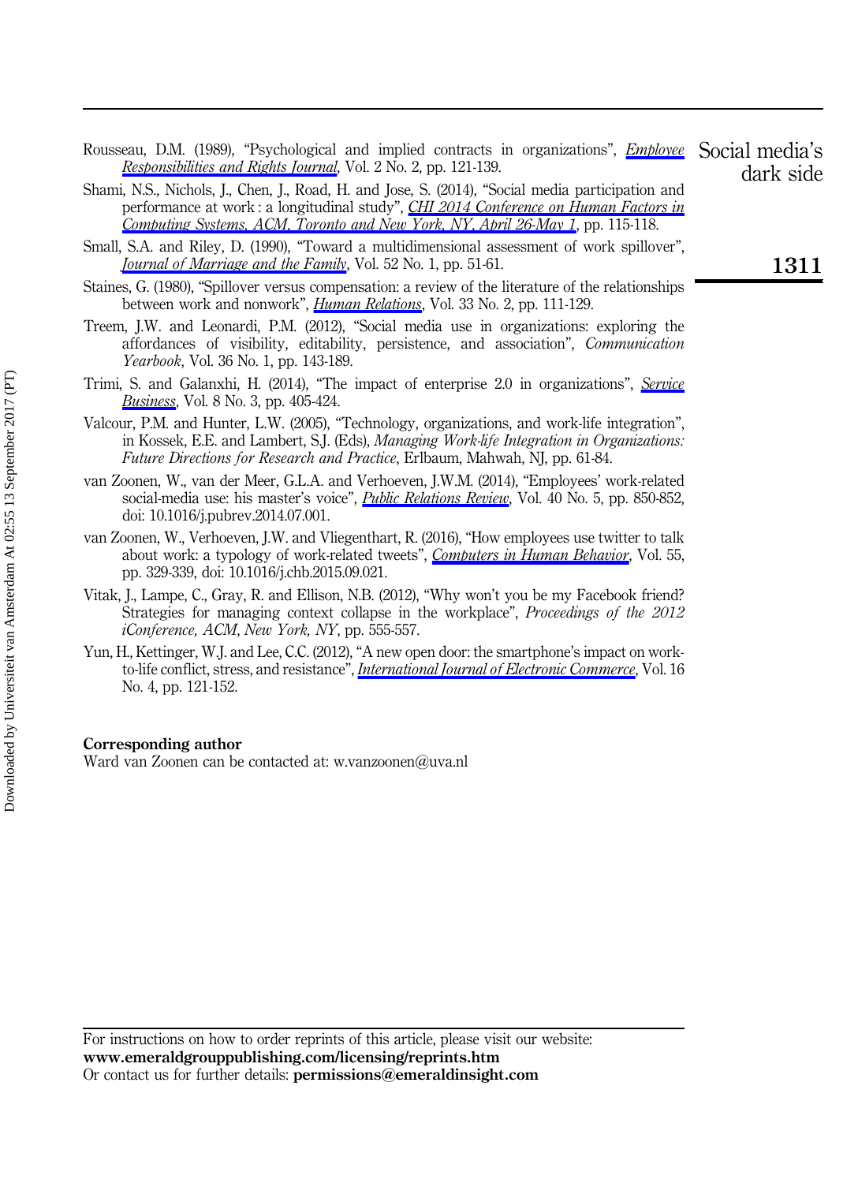Rousseau, D.M. (1989), "Psychological and implied contracts in organizations", *Employee Responsibilities and Rights Journal*, Vol. 2 No. 2, pp. 121-139.

Shami, N.S., Nichols, J., Chen, J., Road, H. and Jose, S. (2014), "Social media participation and performance at work : a longitudinal study", *CHI 2014 Conference on Human Factors in Computing Systems, ACM, Toronto and New York, NY, April 26-May 1*, pp. 115-118.

Small, S.A. and Riley, D. (1990), "Toward a multidimensional assessment of work spillover", *Journal of Marriage and the Family*, Vol. 52 No. 1, pp. 51-61.

Staines, G. (1980), "Spillover versus compensation: a review of the literature of the relationships between work and nonwork", *Human Relations*, Vol. 33 No. 2, pp. 111-129.

Treem, J.W. and Leonardi, P.M. (2012), "Social media use in organizations: exploring the affordances of visibility, editability, persistence, and association", *Communication Yearbook*, Vol. 36 No. 1, pp. 143-189.

Trimi, S. and Galanxhi, H. (2014), "The impact of enterprise 2.0 in organizations", *Service Business*, Vol. 8 No. 3, pp. 405-424.

Valcour, P.M. and Hunter, L.W. (2005), "Technology, organizations, and work-life integration", in Kossek, E.E. and Lambert, S.J. (Eds), *Managing Work-life Integration in Organizations: Future Directions for Research and Practice*, Erlbaum, Mahwah, NJ, pp. 61-84.

van Zoonen, W., van der Meer, G.L.A. and Verhoeven, J.W.M. (2014), "Employees' work-related social-media use: his master's voice", *Public Relations Review*, Vol. 40 No. 5, pp. 850-852, doi: 10.1016/j.pubrev.2014.07.001.

van Zoonen, W., Verhoeven, J.W. and Vliegenthart, R. (2016), "How employees use twitter to talk about work: a typology of work-related tweets", *Computers in Human Behavior*, Vol. 55, pp. 329-339, doi: 10.1016/j.chb.2015.09.021.

Vitak, J., Lampe, C., Gray, R. and Ellison, N.B. (2012), "Why won't you be my Facebook friend? Strategies for managing context collapse in the workplace", *Proceedings of the 2012 iConference, ACM*, *New York, NY*, pp. 555-557.

Yun, H., Kettinger, W.J. and Lee, C.C. (2012), "A new open door: the smartphone's impact on work-to-life conflict, stress, and resistance", *International Journal of Electronic Commerce*, Vol. 16 No. 4, pp. 121-152.

**Corresponding author**

Ward van Zoonen can be contacted at: w.vanzoonen@uva.nl

For instructions on how to order reprints of this article, please visit our website:
**www.emeraldgrouppublishing.com/licensing/reprints.htm**
Or contact us for further details: **permissions@emeraldinsight.com**